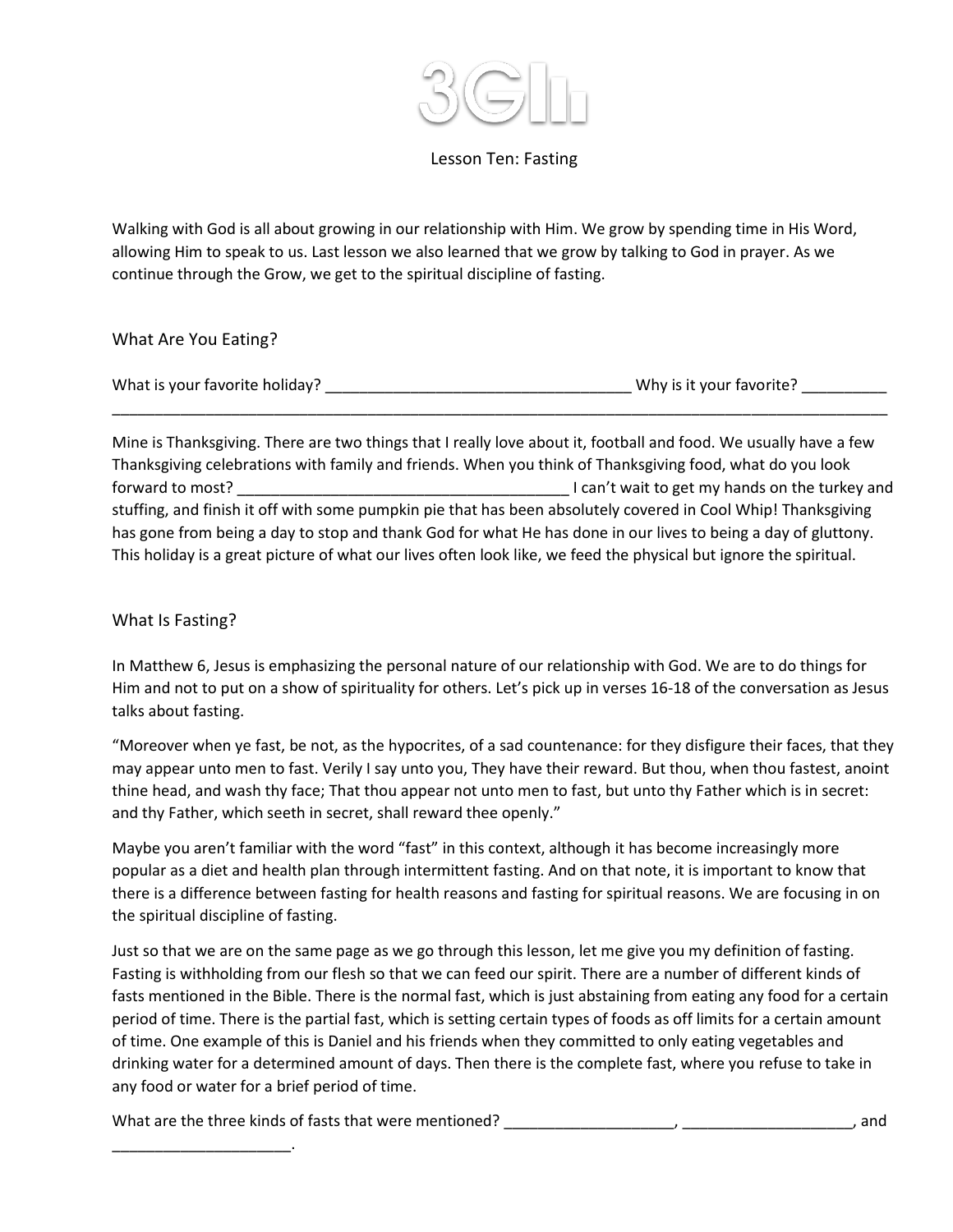# Lesson Ten: Fasting

Walking with God is all about growing in our relationship with Him. We grow by spending time in His Word, allowing Him to speak to us. Last lesson we also learned that we grow by talking to God in prayer. As we continue through the Grow, we get to the spiritual discipline of fasting.

## What Are You Eating?

What is your favorite holiday? ____________________________________ Why is it your favorite? __________ ________________________________________________________________________________________

Mine is Thanksgiving. There are two things that I really love about it, football and food. We usually have a few Thanksgiving celebrations with family and friends. When you think of Thanksgiving food, what do you look forward to most? ________________________________________ I can't wait to get my hands on the turkey and stuffing, and finish it off with some pumpkin pie that has been absolutely covered in Cool Whip! Thanksgiving has gone from being a day to stop and thank God for what He has done in our lives to being a day of gluttony. This holiday is a great picture of what our lives often look like, we feed the physical but ignore the spiritual.

## What Is Fasting?

In Matthew 6, Jesus is emphasizing the personal nature of our relationship with God. We are to do things for Him and not to put on a show of spirituality for others. Let's pick up in verses 16-18 of the conversation as Jesus talks about fasting.

"Moreover when ye fast, be not, as the hypocrites, of a sad countenance: for they disfigure their faces, that they may appear unto men to fast. Verily I say unto you, They have their reward. But thou, when thou fastest, anoint thine head, and wash thy face; That thou appear not unto men to fast, but unto thy Father which is in secret: and thy Father, which seeth in secret, shall reward thee openly."

Maybe you aren't familiar with the word "fast" in this context, although it has become increasingly more popular as a diet and health plan through intermittent fasting. And on that note, it is important to know that there is a difference between fasting for health reasons and fasting for spiritual reasons. We are focusing in on the spiritual discipline of fasting.

Just so that we are on the same page as we go through this lesson, let me give you my definition of fasting. Fasting is withholding from our flesh so that we can feed our spirit. There are a number of different kinds of fasts mentioned in the Bible. There is the normal fast, which is just abstaining from eating any food for a certain period of time. There is the partial fast, which is setting certain types of foods as off limits for a certain amount of time. One example of this is Daniel and his friends when they committed to only eating vegetables and drinking water for a determined amount of days. Then there is the complete fast, where you refuse to take in any food or water for a brief period of time.

What are the three kinds of fasts that were mentioned? ____________________, ____________________, and _____________________.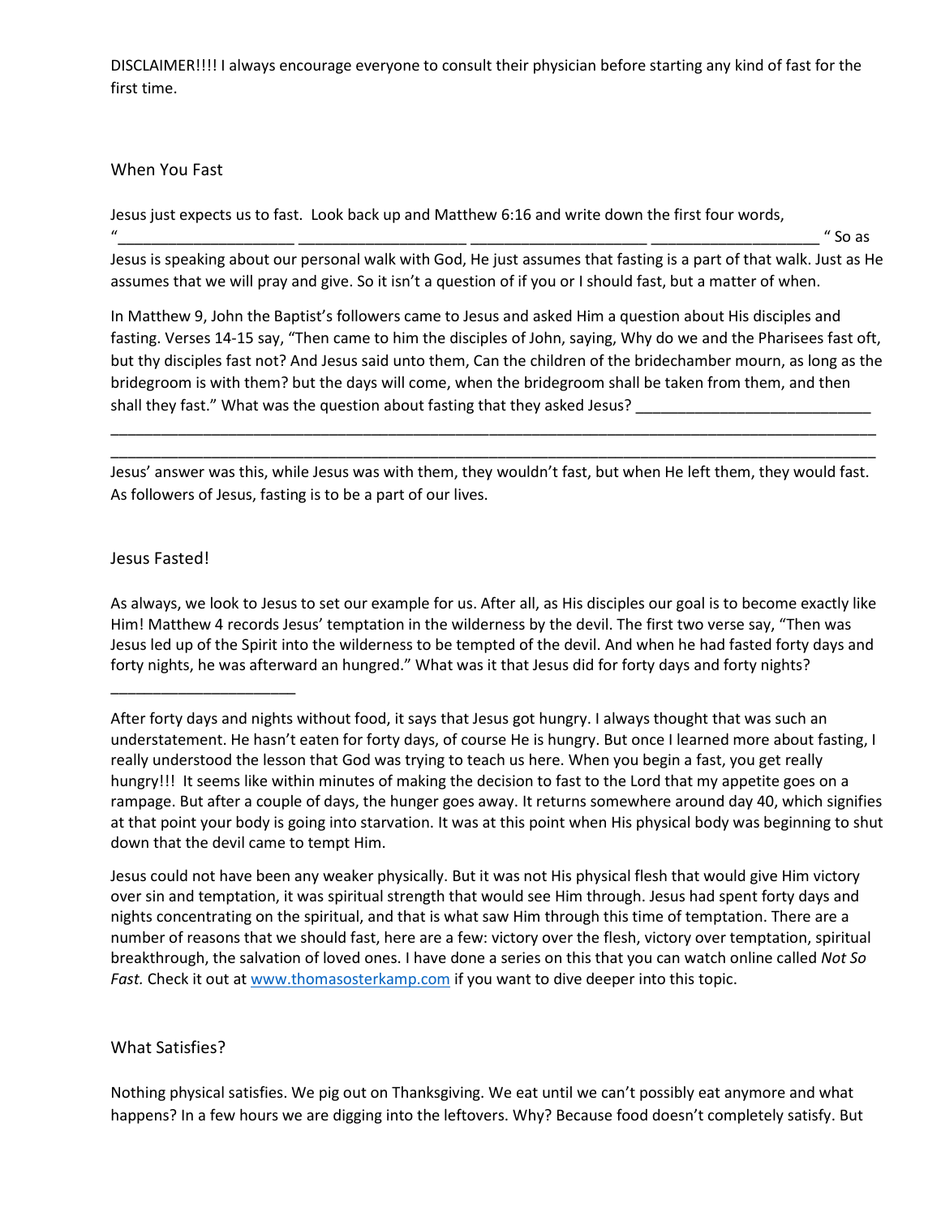DISCLAIMER!!!! I always encourage everyone to consult their physician before starting any kind of fast for the first time.

## When You Fast

Jesus just expects us to fast. Look back up and Matthew 6:16 and write down the first four words, "____________________ ____________________ ____________________ ____________________ " So as Jesus is speaking about our personal walk with God, He just assumes that fasting is a part of that walk. Just as He assumes that we will pray and give. So it isn't a question of if you or I should fast, but a matter of when.

In Matthew 9, John the Baptist's followers came to Jesus and asked Him a question about His disciples and fasting. Verses 14-15 say, "Then came to him the disciples of John, saying, Why do we and the Pharisees fast oft, but thy disciples fast not? And Jesus said unto them, Can the children of the bridechamber mourn, as long as the bridegroom is with them? but the days will come, when the bridegroom shall be taken from them, and then shall they fast." What was the question about fasting that they asked Jesus? ____________________________
__________________________________________________________________________________________
__________________________________________________________________________________________

Jesus' answer was this, while Jesus was with them, they wouldn't fast, but when He left them, they would fast. As followers of Jesus, fasting is to be a part of our lives.

## Jesus Fasted!

As always, we look to Jesus to set our example for us. After all, as His disciples our goal is to become exactly like Him! Matthew 4 records Jesus' temptation in the wilderness by the devil. The first two verse say, "Then was Jesus led up of the Spirit into the wilderness to be tempted of the devil. And when he had fasted forty days and forty nights, he was afterward an hungred." What was it that Jesus did for forty days and forty nights?

______________________

After forty days and nights without food, it says that Jesus got hungry. I always thought that was such an understatement. He hasn't eaten for forty days, of course He is hungry. But once I learned more about fasting, I really understood the lesson that God was trying to teach us here. When you begin a fast, you get really hungry!!! It seems like within minutes of making the decision to fast to the Lord that my appetite goes on a rampage. But after a couple of days, the hunger goes away. It returns somewhere around day 40, which signifies at that point your body is going into starvation. It was at this point when His physical body was beginning to shut down that the devil came to tempt Him.

Jesus could not have been any weaker physically. But it was not His physical flesh that would give Him victory over sin and temptation, it was spiritual strength that would see Him through. Jesus had spent forty days and nights concentrating on the spiritual, and that is what saw Him through this time of temptation. There are a number of reasons that we should fast, here are a few: victory over the flesh, victory over temptation, spiritual breakthrough, the salvation of loved ones. I have done a series on this that you can watch online called *Not So Fast.* Check it out at www.thomasosterkamp.com if you want to dive deeper into this topic.

## What Satisfies?

Nothing physical satisfies. We pig out on Thanksgiving. We eat until we can't possibly eat anymore and what happens? In a few hours we are digging into the leftovers. Why? Because food doesn't completely satisfy. But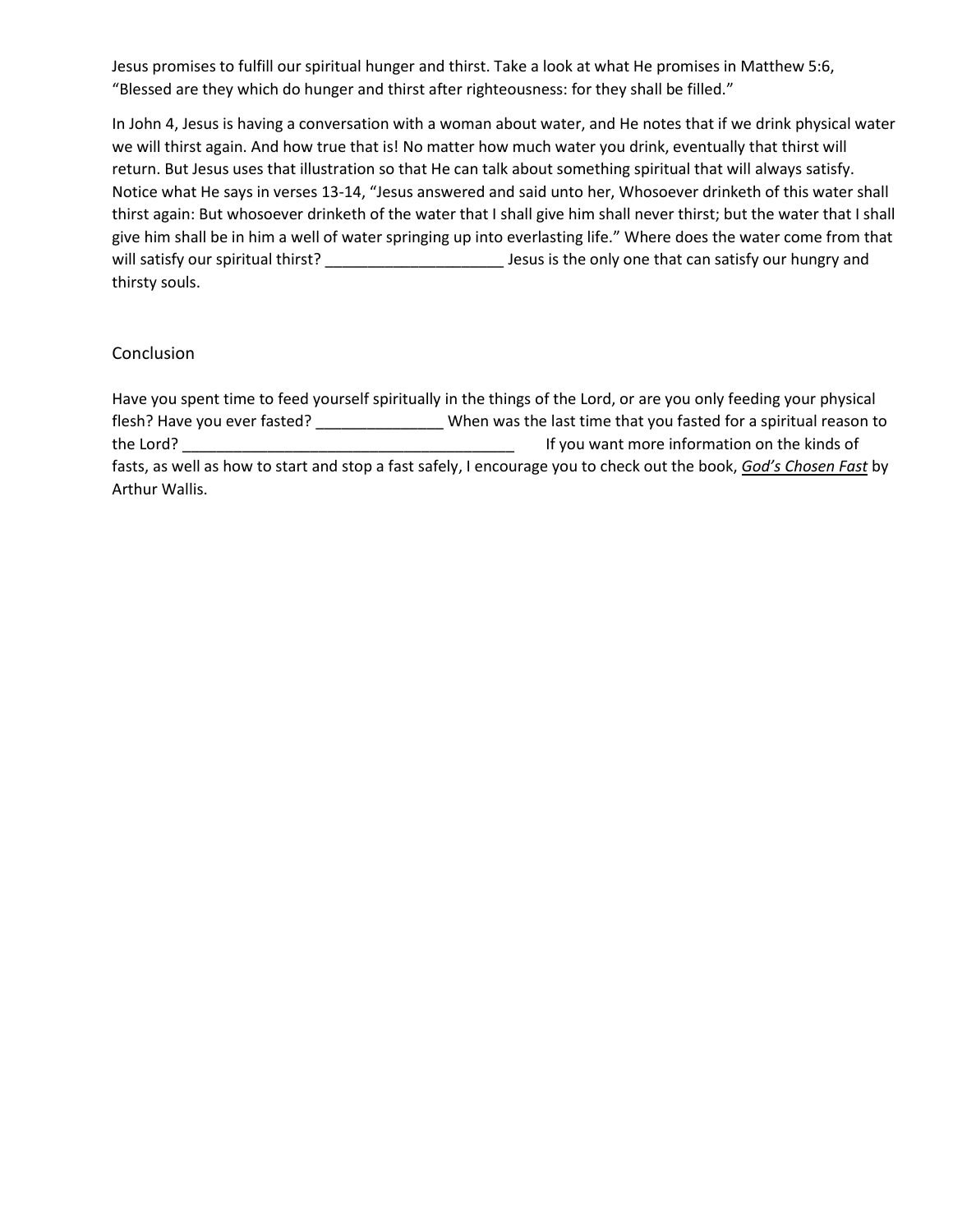Jesus promises to fulfill our spiritual hunger and thirst. Take a look at what He promises in Matthew 5:6, "Blessed are they which do hunger and thirst after righteousness: for they shall be filled."

In John 4, Jesus is having a conversation with a woman about water, and He notes that if we drink physical water we will thirst again. And how true that is! No matter how much water you drink, eventually that thirst will return. But Jesus uses that illustration so that He can talk about something spiritual that will always satisfy. Notice what He says in verses 13-14, "Jesus answered and said unto her, Whosoever drinketh of this water shall thirst again: But whosoever drinketh of the water that I shall give him shall never thirst; but the water that I shall give him shall be in him a well of water springing up into everlasting life." Where does the water come from that will satisfy our spiritual thirst? _____________________ Jesus is the only one that can satisfy our hungry and thirsty souls.

## Conclusion

Have you spent time to feed yourself spiritually in the things of the Lord, or are you only feeding your physical flesh? Have you ever fasted? _______________ When was the last time that you fasted for a spiritual reason to the Lord? ________________________________________ If you want more information on the kinds of fasts, as well as how to start and stop a fast safely, I encourage you to check out the book, <u>*God's Chosen Fast*</u> by Arthur Wallis.